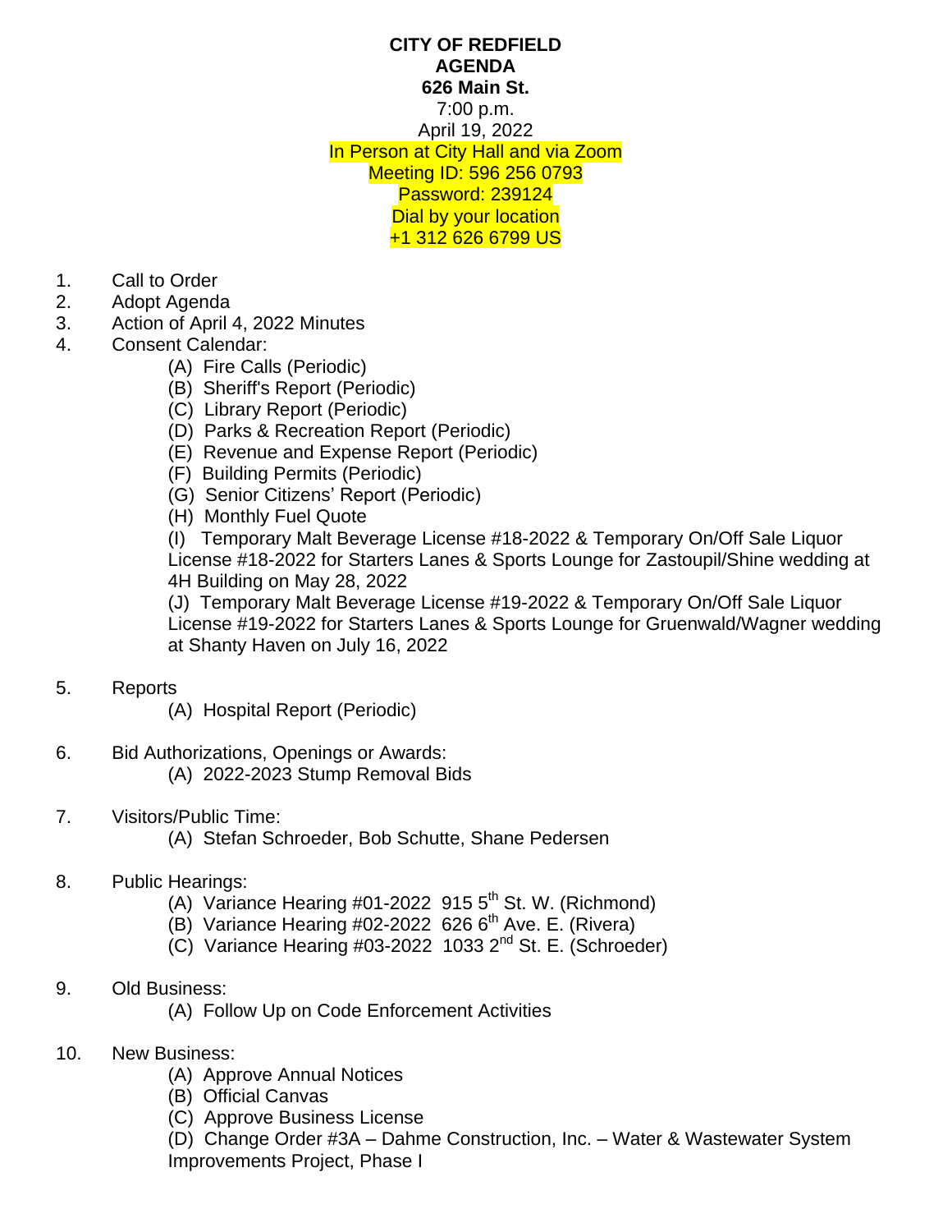**CITY OF REDFIELD**
**AGENDA**
**626 Main St.**
7:00 p.m.
April 19, 2022
In Person at City Hall and via Zoom
Meeting ID: 596 256 0793
Password: 239124
Dial by your location
+1 312 626 6799 US

1. Call to Order
2. Adopt Agenda
3. Action of April 4, 2022 Minutes
4. Consent Calendar:
   - (A) Fire Calls (Periodic)
   - (B) Sheriff's Report (Periodic)
   - (C) Library Report (Periodic)
   - (D) Parks & Recreation Report (Periodic)
   - (E) Revenue and Expense Report (Periodic)
   - (F) Building Permits (Periodic)
   - (G) Senior Citizens' Report (Periodic)
   - (H) Monthly Fuel Quote
   - (I) Temporary Malt Beverage License #18-2022 & Temporary On/Off Sale Liquor License #18-2022 for Starters Lanes & Sports Lounge for Zastoupil/Shine wedding at 4H Building on May 28, 2022
   - (J) Temporary Malt Beverage License #19-2022 & Temporary On/Off Sale Liquor License #19-2022 for Starters Lanes & Sports Lounge for Gruenwald/Wagner wedding at Shanty Haven on July 16, 2022
5. Reports
   - (A) Hospital Report (Periodic)
6. Bid Authorizations, Openings or Awards:
   - (A) 2022-2023 Stump Removal Bids
7. Visitors/Public Time:
   - (A) Stefan Schroeder, Bob Schutte, Shane Pedersen
8. Public Hearings:
   - (A) Variance Hearing #01-2022 915 5th St. W. (Richmond)
   - (B) Variance Hearing #02-2022 626 6th Ave. E. (Rivera)
   - (C) Variance Hearing #03-2022 1033 2nd St. E. (Schroeder)
9. Old Business:
   - (A) Follow Up on Code Enforcement Activities
10. New Business:
    - (A) Approve Annual Notices
    - (B) Official Canvas
    - (C) Approve Business License
    - (D) Change Order #3A – Dahme Construction, Inc. – Water & Wastewater System Improvements Project, Phase I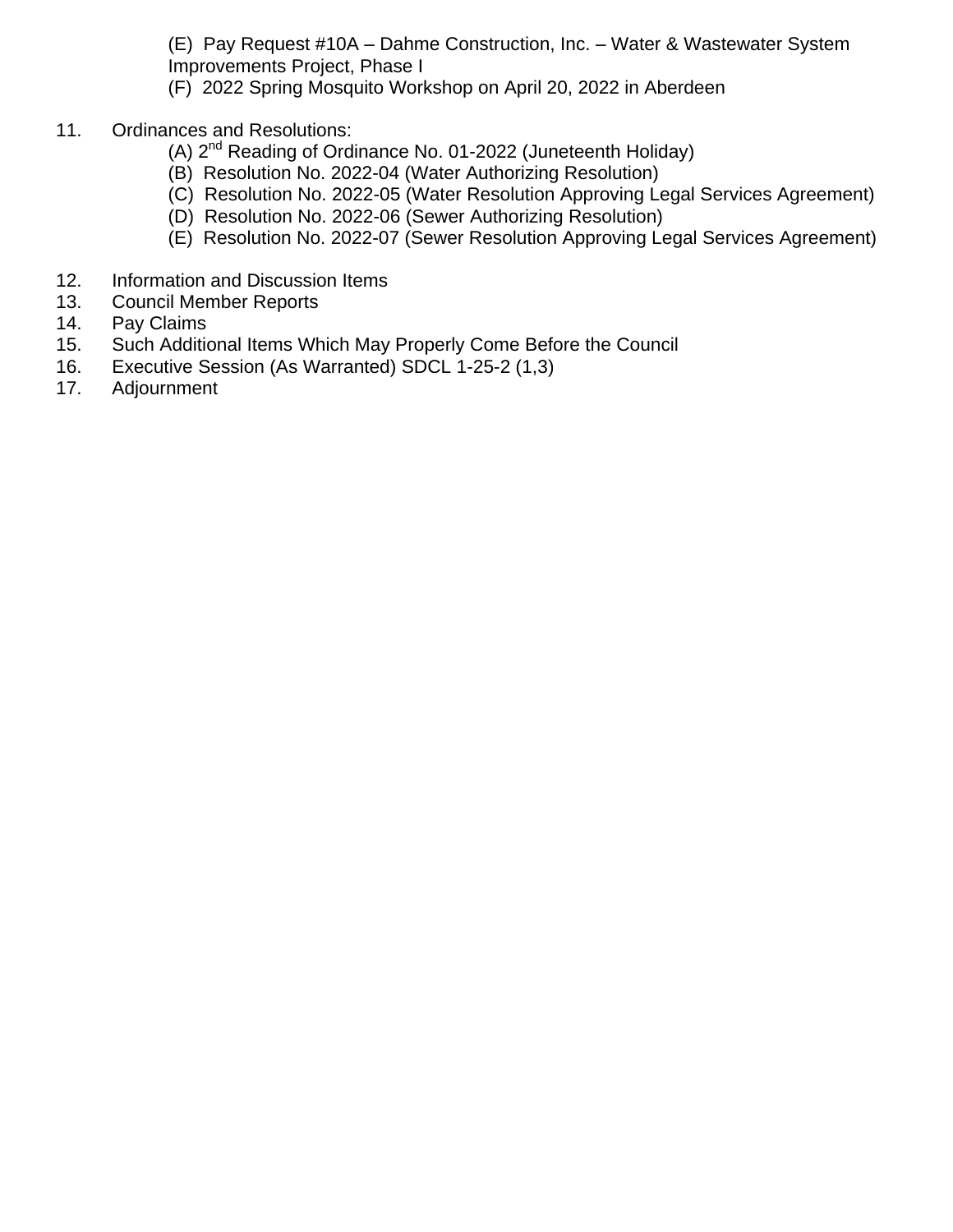(E) Pay Request #10A – Dahme Construction, Inc. – Water & Wastewater System Improvements Project, Phase I
(F) 2022 Spring Mosquito Workshop on April 20, 2022 in Aberdeen

11. Ordinances and Resolutions:
    (A) 2nd Reading of Ordinance No. 01-2022 (Juneteenth Holiday)
    (B) Resolution No. 2022-04 (Water Authorizing Resolution)
    (C) Resolution No. 2022-05 (Water Resolution Approving Legal Services Agreement)
    (D) Resolution No. 2022-06 (Sewer Authorizing Resolution)
    (E) Resolution No. 2022-07 (Sewer Resolution Approving Legal Services Agreement)

12. Information and Discussion Items
13. Council Member Reports
14. Pay Claims
15. Such Additional Items Which May Properly Come Before the Council
16. Executive Session (As Warranted) SDCL 1-25-2 (1,3)
17. Adjournment